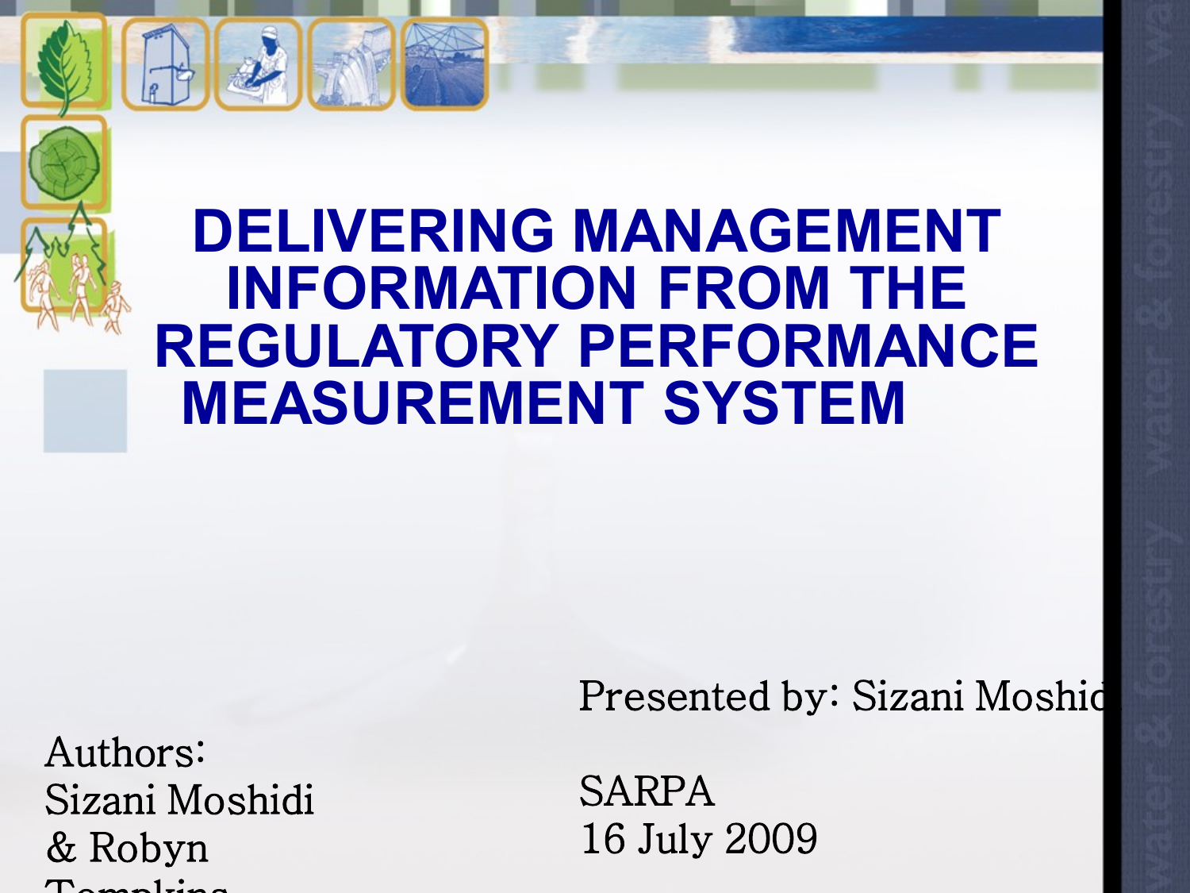# DELIVERING MANAGEMENT INFORMATION FROM THE REGULATORY PERFORMANCE MEASUREMENT SYSTEM

Presented by: Sizani Moshid

SARPA
16 July 2009

Authors:
Sizani Moshidi
& Robyn
Tompkins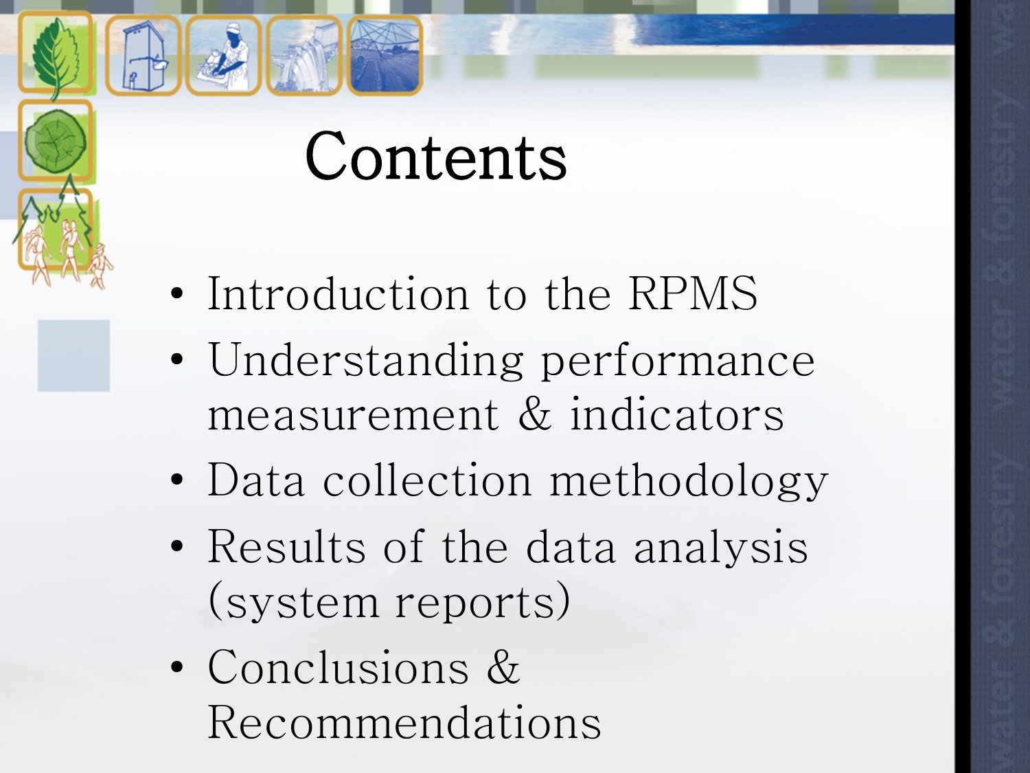# Contents

- Introduction to the RPMS
- Understanding performance measurement & indicators
- Data collection methodology
- Results of the data analysis (system reports)
- Conclusions & Recommendations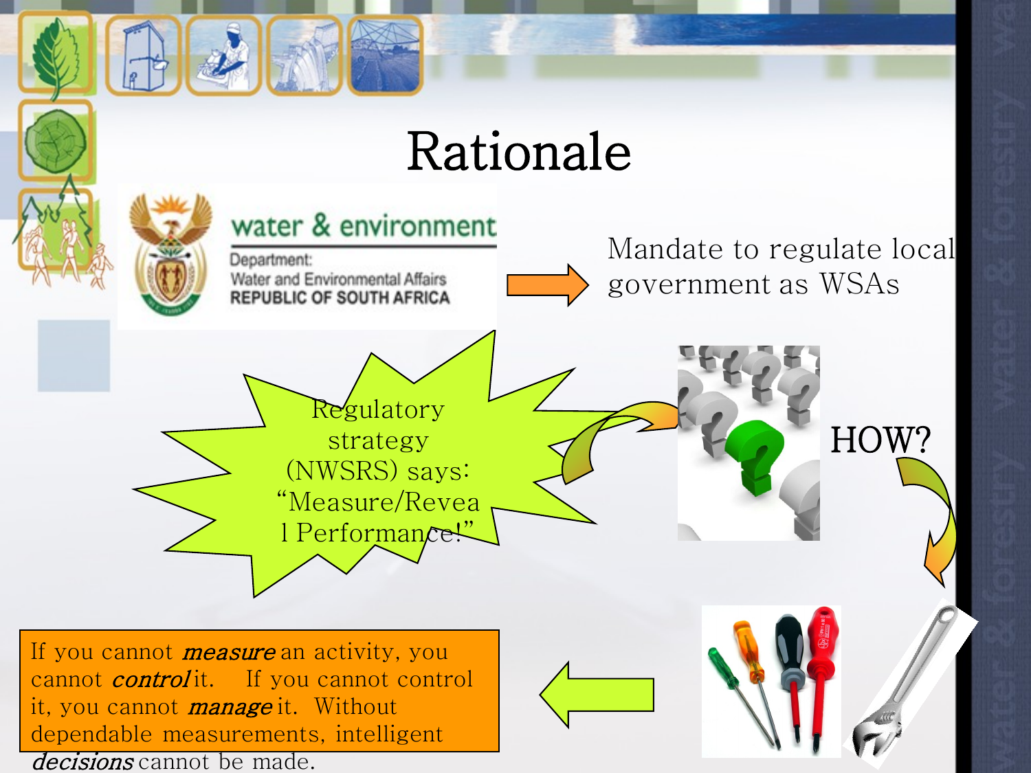# Rationale

water & environment

Department:
Water and Environmental Affairs
REPUBLIC OF SOUTH AFRICA

Mandate to regulate local government as WSAs

Regulatory strategy (NWSRS) says: "Measure/Reveal Performance!"

HOW?

If you cannot ***measure*** an activity, you cannot ***control*** it. If you cannot control it, you cannot ***manage*** it. Without dependable measurements, intelligent ***decisions*** cannot be made.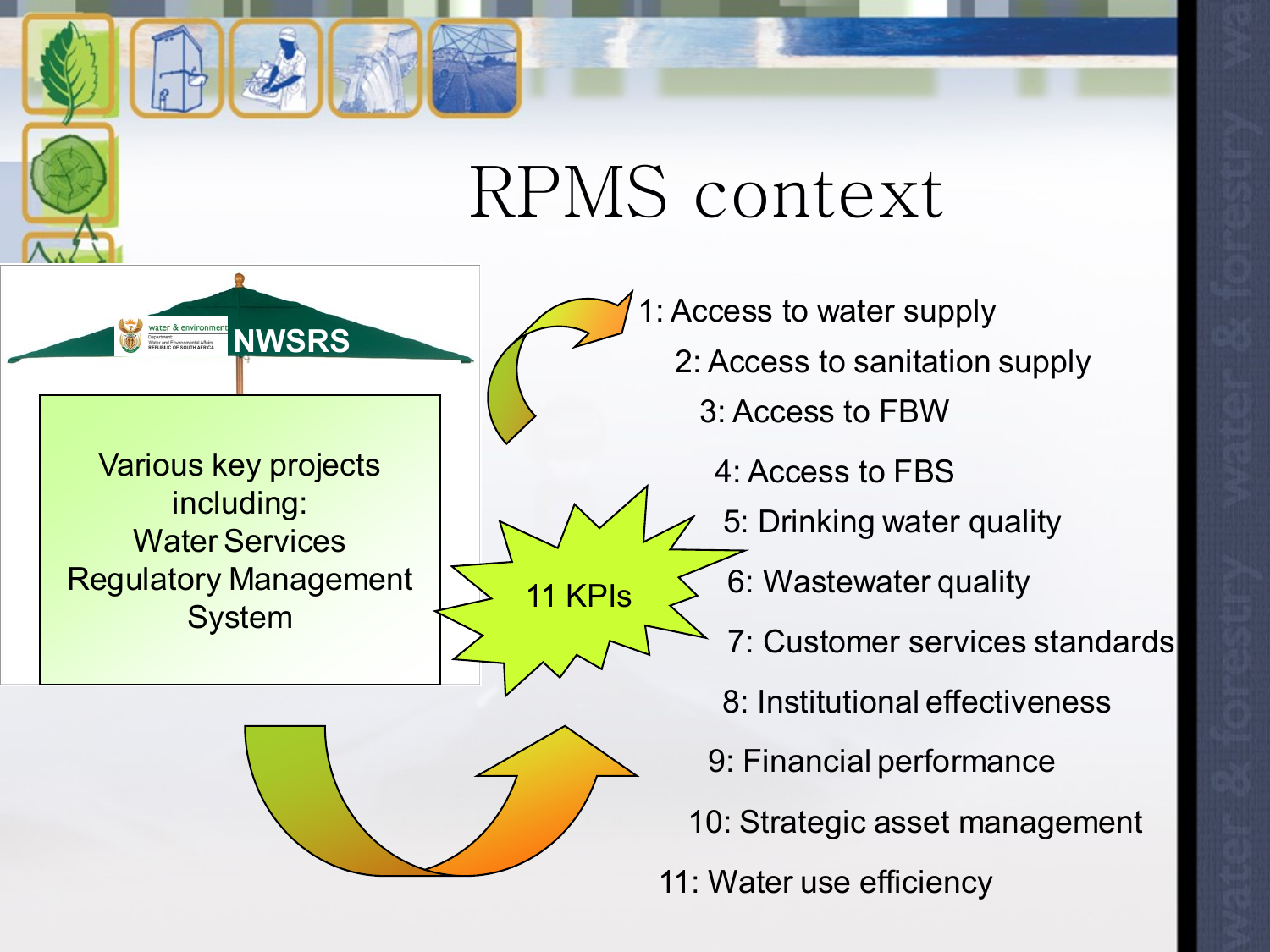# RPMS context

NWSRS

Various key projects including: Water Services Regulatory Management System

11 KPIs

1: Access to water supply
2: Access to sanitation supply
3: Access to FBW
4: Access to FBS
5: Drinking water quality
6: Wastewater quality
7: Customer services standards
8: Institutional effectiveness
9: Financial performance
10: Strategic asset management
11: Water use efficiency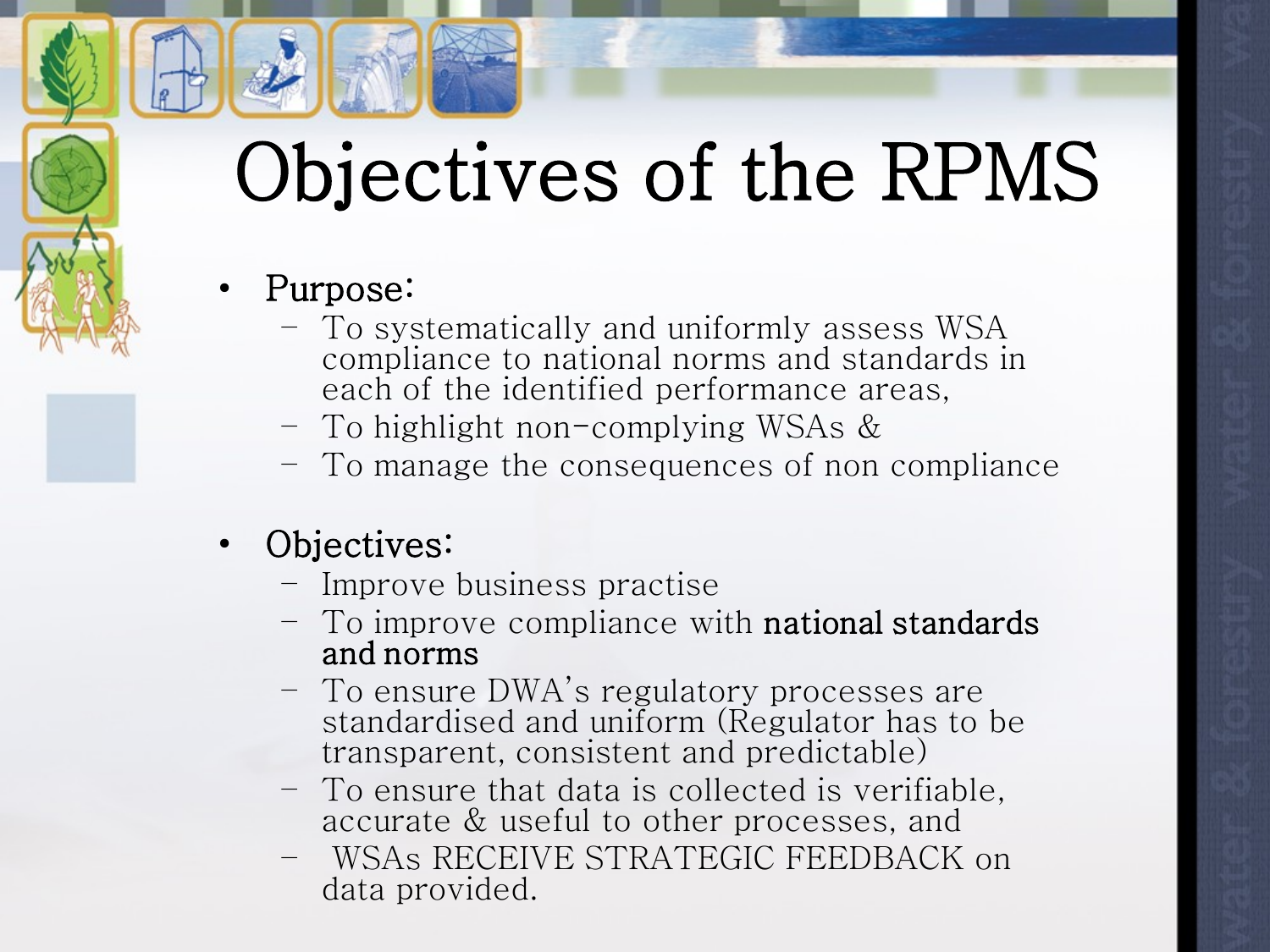# Objectives of the RPMS

- Purpose:
  - To systematically and uniformly assess WSA compliance to national norms and standards in each of the identified performance areas,
  - To highlight non-complying WSAs &
  - To manage the consequences of non compliance

- Objectives:
  - Improve business practise
  - To improve compliance with **national standards and norms**
  - To ensure DWA's regulatory processes are standardised and uniform (Regulator has to be transparent, consistent and predictable)
  - To ensure that data is collected is verifiable, accurate & useful to other processes, and
  - WSAs RECEIVE STRATEGIC FEEDBACK on data provided.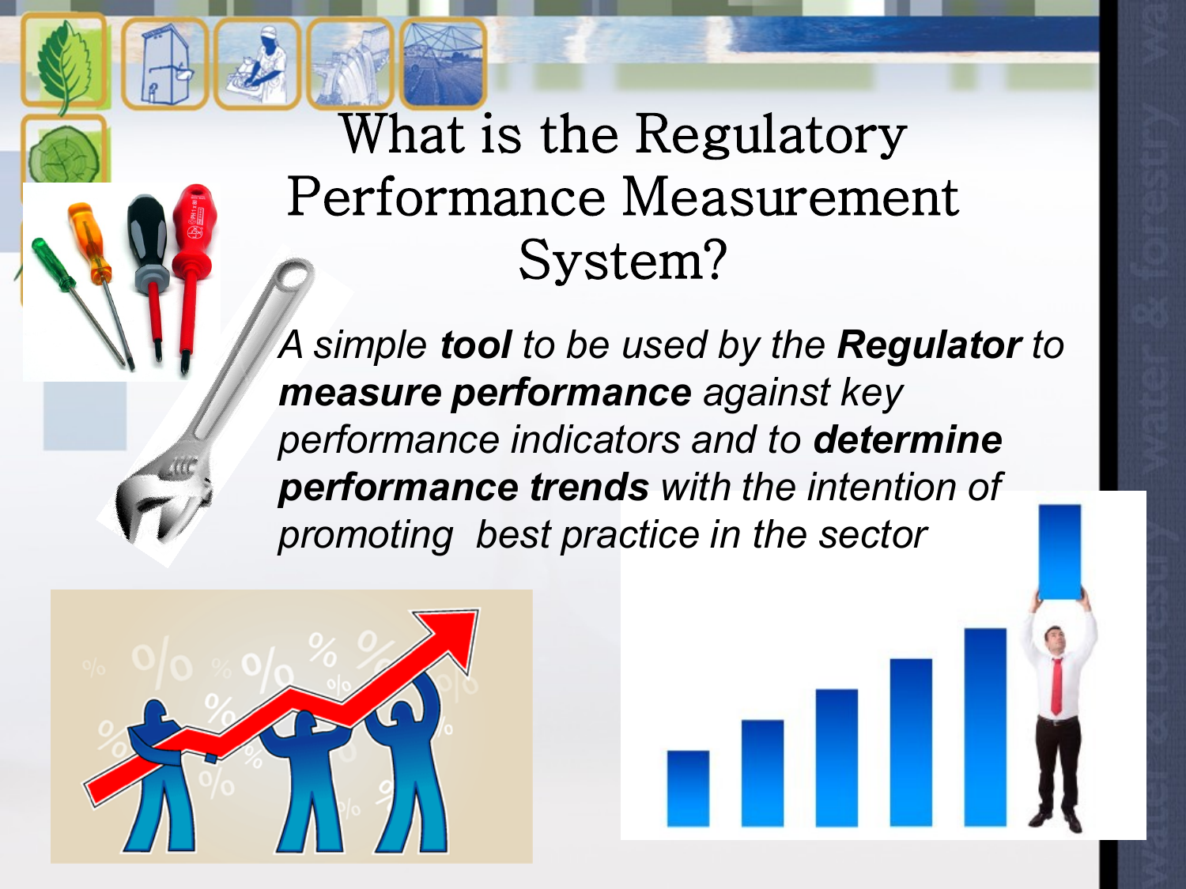# What is the Regulatory Performance Measurement System?

*A simple **tool** to be used by the **Regulator** to **measure performance** against key performance indicators and to **determine performance trends** with the intention of promoting best practice in the sector*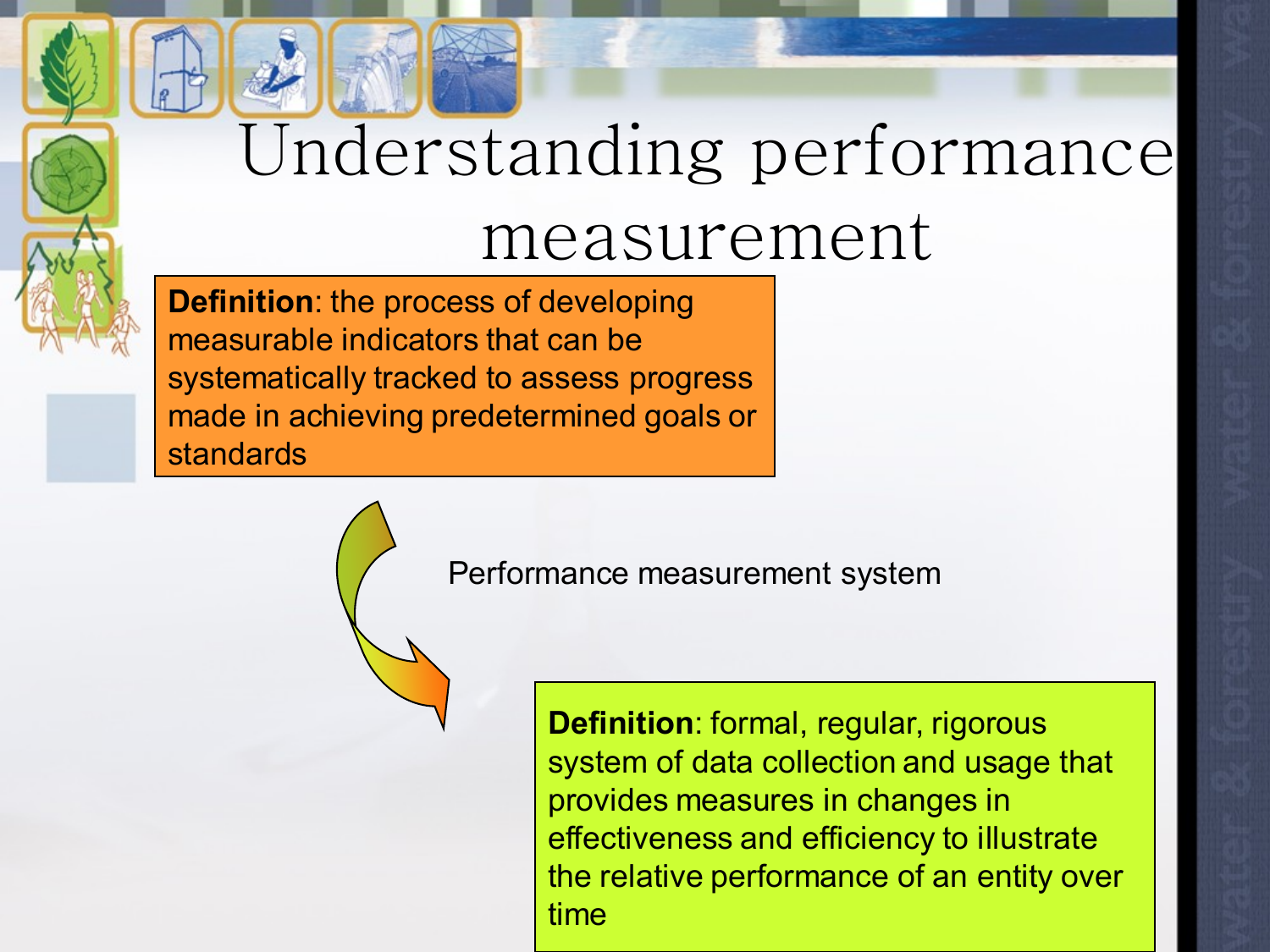# Understanding performance measurement

**Definition**: the process of developing measurable indicators that can be systematically tracked to assess progress made in achieving predetermined goals or standards

Performance measurement system

**Definition**: formal, regular, rigorous system of data collection and usage that provides measures in changes in effectiveness and efficiency to illustrate the relative performance of an entity over time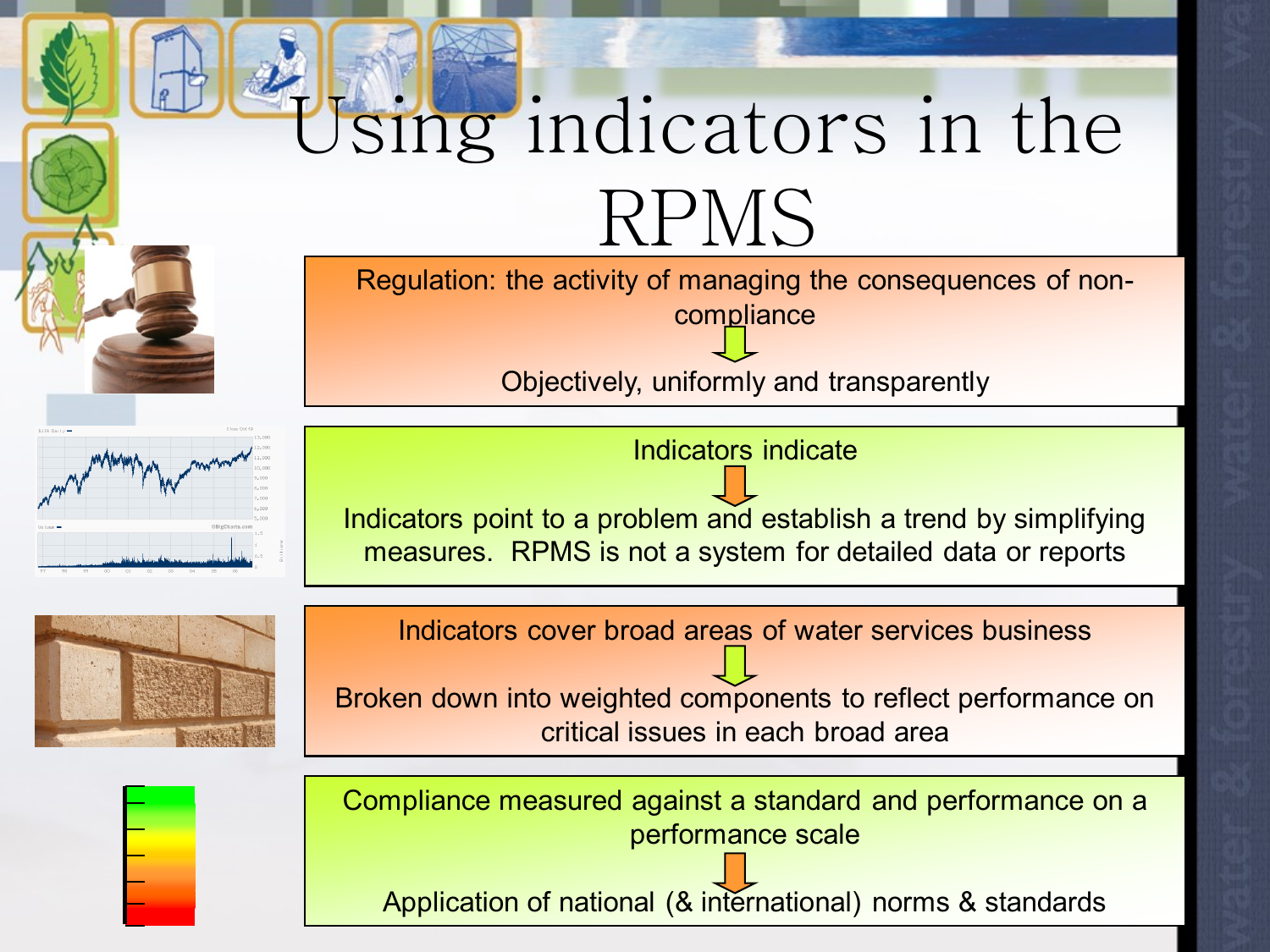# Using indicators in the RPMS

Regulation: the activity of managing the consequences of non-compliance

↓

Objectively, uniformly and transparently

Indicators indicate

↓

Indicators point to a problem and establish a trend by simplifying measures. RPMS is not a system for detailed data or reports

Indicators cover broad areas of water services business

↓

Broken down into weighted components to reflect performance on critical issues in each broad area

Compliance measured against a standard and performance on a performance scale

↓

Application of national (& international) norms & standards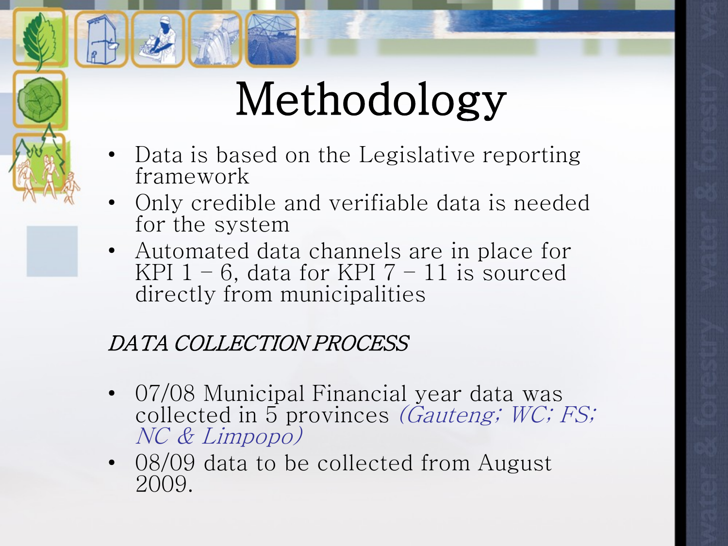# Methodology

- Data is based on the Legislative reporting framework
- Only credible and verifiable data is needed for the system
- Automated data channels are in place for KPI 1 – 6, data for KPI 7 – 11 is sourced directly from municipalities

*DATA COLLECTION PROCESS*

- 07/08 Municipal Financial year data was collected in 5 provinces *(Gauteng; WC; FS; NC & Limpopo)*
- 08/09 data to be collected from August 2009.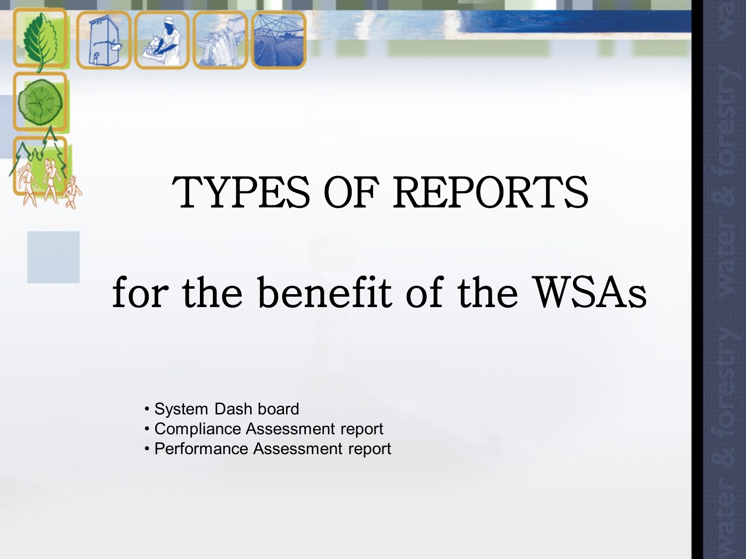# TYPES OF REPORTS

# for the benefit of the WSAs

- System Dash board
- Compliance Assessment report
- Performance Assessment report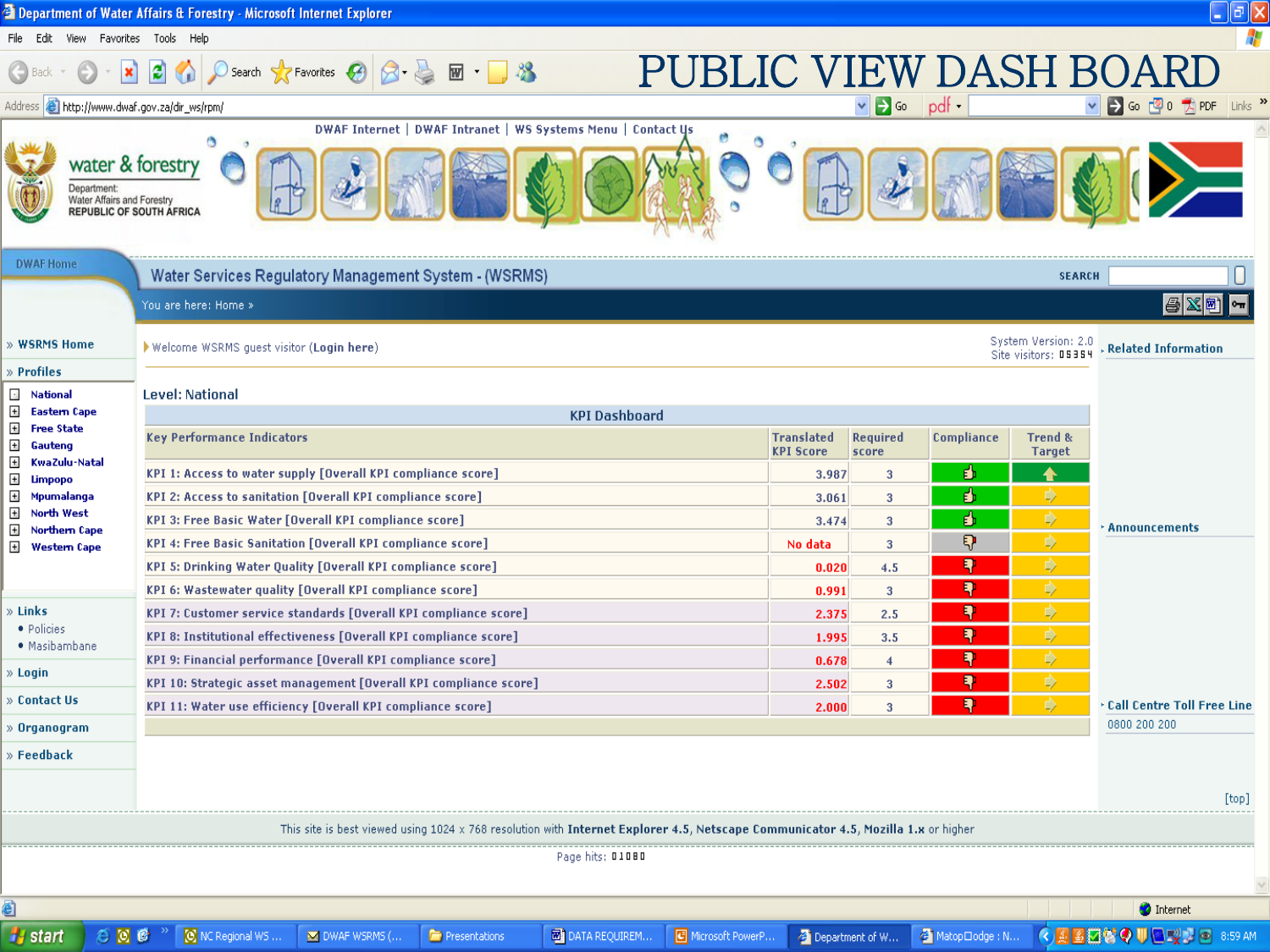# PUBLIC VIEW DASH BOARD

Water Services Regulatory Management System - (WSRMS)

You are here: Home »

Welcome WSRMS guest visitor (Login here)

System Version: 2.0
Site visitors: 06364

## Level: National

| KPI Dashboard | | | | |
|---|---|---|---|---|
| Key Performance Indicators | Translated KPI Score | Required score | Compliance | Trend & Target |
| KPI 1: Access to water supply [Overall KPI compliance score] | 3.987 | 3 | | |
| KPI 2: Access to sanitation [Overall KPI compliance score] | 3.061 | 3 | | |
| KPI 3: Free Basic Water [Overall KPI compliance score] | 3.474 | 3 | | |
| KPI 4: Free Basic Sanitation [Overall KPI compliance score] | No data | 3 | | |
| KPI 5: Drinking Water Quality [Overall KPI compliance score] | 0.020 | 4.5 | | |
| KPI 6: Wastewater quality [Overall KPI compliance score] | 0.991 | 3 | | |
| KPI 7: Customer service standards [Overall KPI compliance score] | 2.375 | 2.5 | | |
| KPI 8: Institutional effectiveness [Overall KPI compliance score] | 1.995 | 3.5 | | |
| KPI 9: Financial performance [Overall KPI compliance score] | 0.678 | 4 | | |
| KPI 10: Strategic asset management [Overall KPI compliance score] | 2.502 | 3 | | |
| KPI 11: Water use efficiency [Overall KPI compliance score] | 2.000 | 3 | | |

**Profiles**
- National
- Eastern Cape
- Free State
- Gauteng
- KwaZulu-Natal
- Limpopo
- Mpumalanga
- North West
- Northern Cape
- Western Cape

**Links**
- Policies
- Masibambane

Related Information

Announcements

Call Centre Toll Free Line
0800 200 200

This site is best viewed using 1024 x 768 resolution with **Internet Explorer 4.5**, **Netscape Communicator 4.5**, **Mozilla 1.x** or higher

Page hits: 01080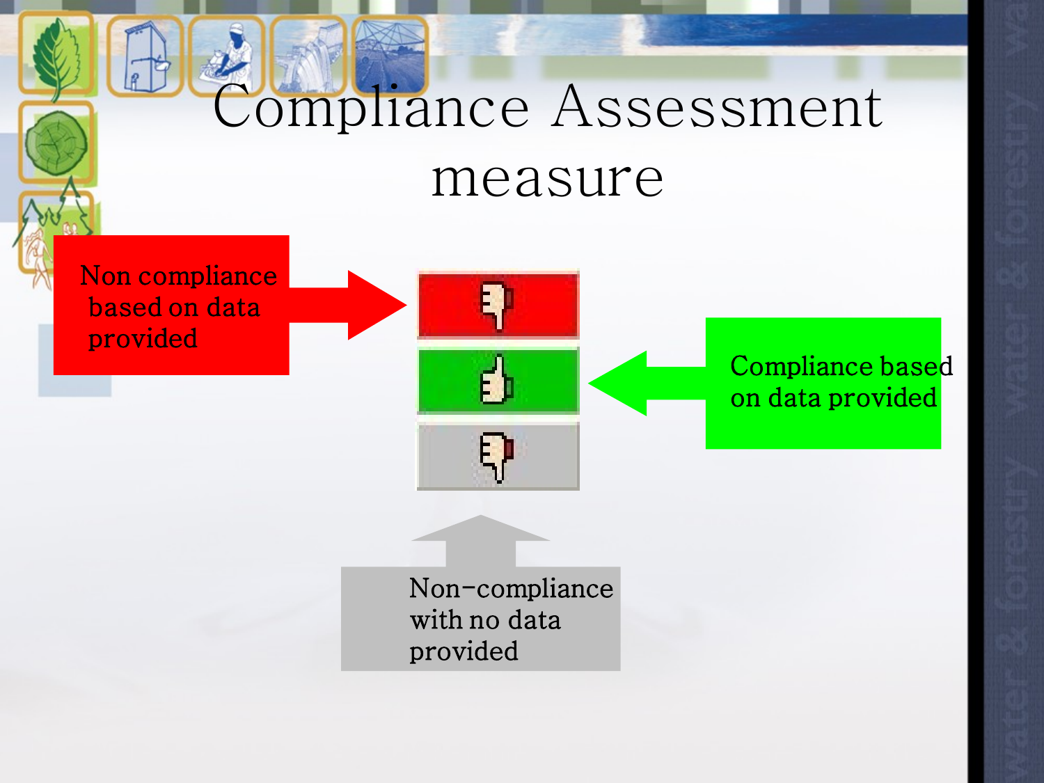# Compliance Assessment measure

Non compliance based on data provided

Compliance based on data provided

Non-compliance with no data provided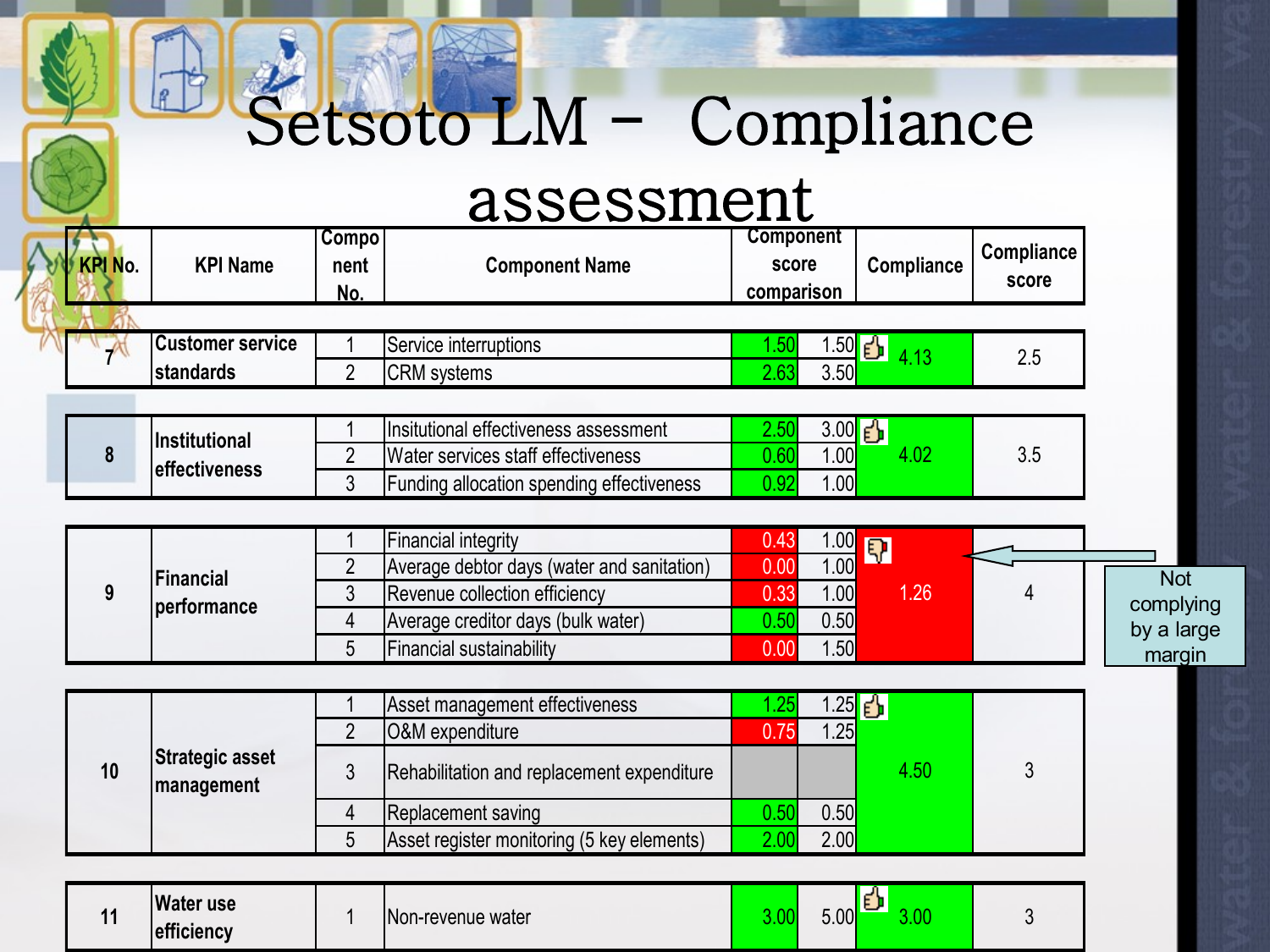# Setsoto LM – Compliance assessment

| KPI No. | KPI Name | Component No. | Component Name | Component score comparison | | Compliance | Compliance score |
|---|---|---|---|---|---|---|---|
| 7 | Customer service standards | 1 | Service interruptions | 1.50 | 1.50 | 4.13 | 2.5 |
| | | 2 | CRM systems | 2.63 | 3.50 | | |
| 8 | Institutional effectiveness | 1 | Insitutional effectiveness assessment | 2.50 | 3.00 | 4.02 | 3.5 |
| | | 2 | Water services staff effectiveness | 0.60 | 1.00 | | |
| | | 3 | Funding allocation spending effectiveness | 0.92 | 1.00 | | |
| 9 | Financial performance | 1 | Financial integrity | 0.43 | 1.00 | 1.26 | 4 |
| | | 2 | Average debtor days (water and sanitation) | 0.00 | 1.00 | | |
| | | 3 | Revenue collection efficiency | 0.33 | 1.00 | | |
| | | 4 | Average creditor days (bulk water) | 0.50 | 0.50 | | |
| | | 5 | Financial sustainability | 0.00 | 1.50 | | |
| 10 | Strategic asset management | 1 | Asset management effectiveness | 1.25 | 1.25 | 4.50 | 3 |
| | | 2 | O&M expenditure | 0.75 | 1.25 | | |
| | | 3 | Rehabilitation and replacement expenditure | | | | |
| | | 4 | Replacement saving | 0.50 | 0.50 | | |
| | | 5 | Asset register monitoring (5 key elements) | 2.00 | 2.00 | | |
| 11 | Water use efficiency | 1 | Non-revenue water | 3.00 | 5.00 | 3.00 | 3 |

Not complying by a large margin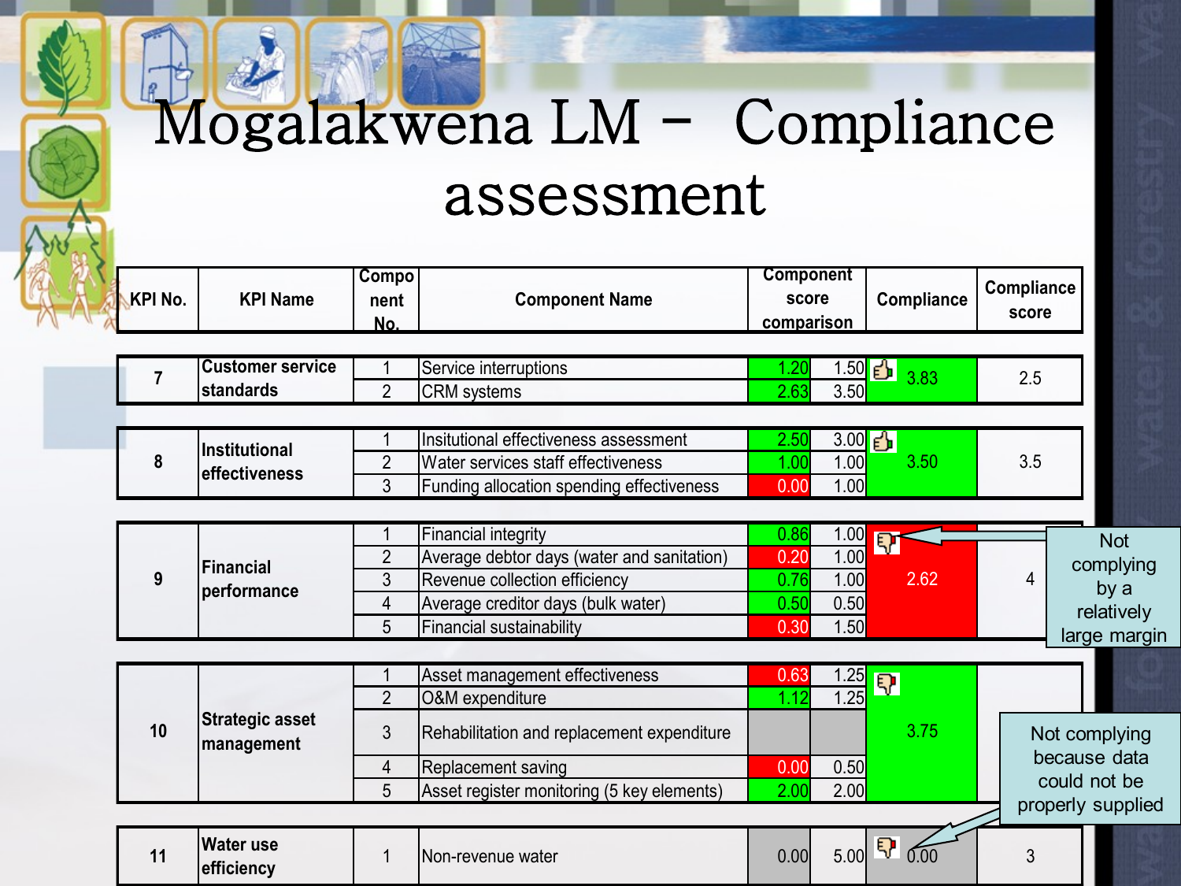# Mogalakwena LM – Compliance assessment

| KPI No. | KPI Name | Component No. | Component Name | Component score comparison | | Compliance | Compliance score |
|---|---|---|---|---|---|---|---|
| 7 | Customer service standards | 1 | Service interruptions | 1.20 | 1.50 | 3.83 | 2.5 |
| | | 2 | CRM systems | 2.63 | 3.50 | | |
| 8 | Institutional effectiveness | 1 | Insitutional effectiveness assessment | 2.50 | 3.00 | 3.50 | 3.5 |
| | | 2 | Water services staff effectiveness | 1.00 | 1.00 | | |
| | | 3 | Funding allocation spending effectiveness | 0.00 | 1.00 | | |
| 9 | Financial performance | 1 | Financial integrity | 0.86 | 1.00 | 2.62 | 4 |
| | | 2 | Average debtor days (water and sanitation) | 0.20 | 1.00 | | |
| | | 3 | Revenue collection efficiency | 0.76 | 1.00 | | |
| | | 4 | Average creditor days (bulk water) | 0.50 | 0.50 | | |
| | | 5 | Financial sustainability | 0.30 | 1.50 | | |
| 10 | Strategic asset management | 1 | Asset management effectiveness | 0.63 | 1.25 | 3.75 | |
| | | 2 | O&M expenditure | 1.12 | 1.25 | | |
| | | 3 | Rehabilitation and replacement expenditure | | | | |
| | | 4 | Replacement saving | 0.00 | 0.50 | | |
| | | 5 | Asset register monitoring (5 key elements) | 2.00 | 2.00 | | |
| 11 | Water use efficiency | 1 | Non-revenue water | 0.00 | 5.00 | 0.00 | 3 |

Not complying by a relatively large margin

Not complying because data could not be properly supplied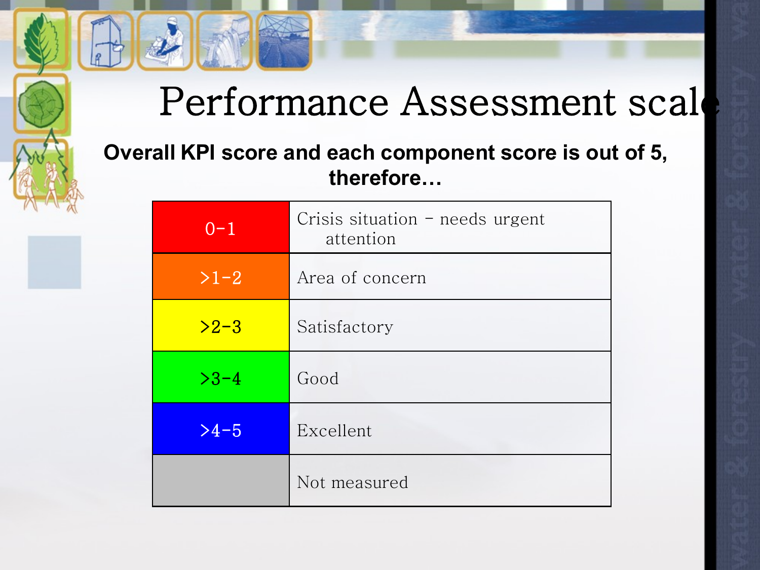# Performance Assessment scale

**Overall KPI score and each component score is out of 5, therefore…**

| Score | Description |
| --- | --- |
| 0-1 | Crisis situation – needs urgent attention |
| >1-2 | Area of concern |
| >2-3 | Satisfactory |
| >3-4 | Good |
| >4-5 | Excellent |
| | Not measured |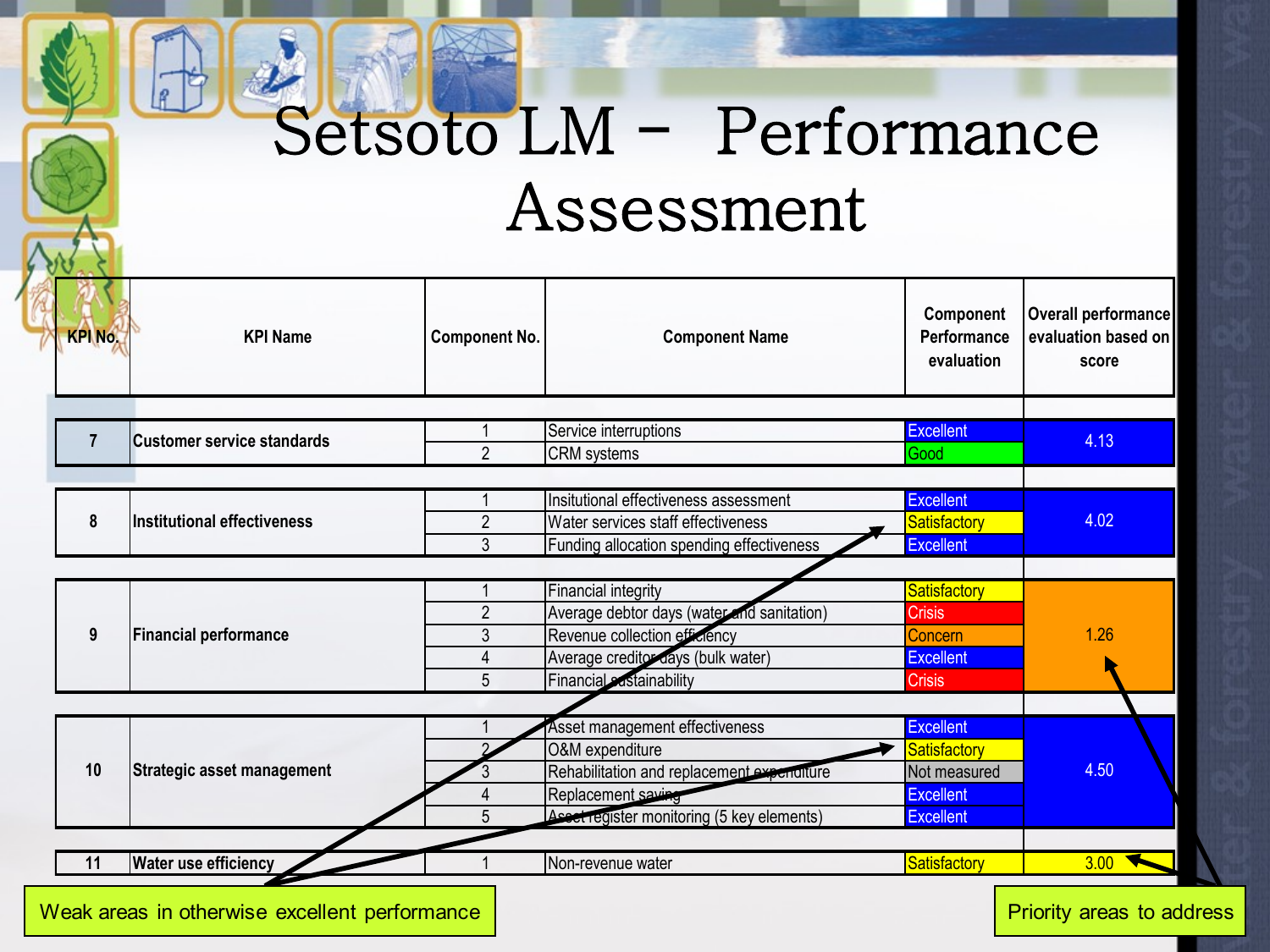# Setsoto LM – Performance Assessment

| KPI No. | KPI Name | Component No. | Component Name | Component Performance evaluation | Overall performance evaluation based on score |
|---|---|---|---|---|---|
| 7 | Customer service standards | 1 | Service interruptions | Excellent | 4.13 |
| | | 2 | CRM systems | Good | |
| 8 | Institutional effectiveness | 1 | Insitutional effectiveness assessment | Excellent | 4.02 |
| | | 2 | Water services staff effectiveness | Satisfactory | |
| | | 3 | Funding allocation spending effectiveness | Excellent | |
| 9 | Financial performance | 1 | Financial integrity | Satisfactory | 1.26 |
| | | 2 | Average debtor days (water and sanitation) | Crisis | |
| | | 3 | Revenue collection efficiency | Concern | |
| | | 4 | Average creditor days (bulk water) | Excellent | |
| | | 5 | Financial sustainability | Crisis | |
| 10 | Strategic asset management | 1 | Asset management effectiveness | Excellent | 4.50 |
| | | 2 | O&M expenditure | Satisfactory | |
| | | 3 | Rehabilitation and replacement expenditure | Not measured | |
| | | 4 | Replacement saving | Excellent | |
| | | 5 | Asset register monitoring (5 key elements) | Excellent | |
| 11 | Water use efficiency | 1 | Non-revenue water | Satisfactory | 3.00 |

Weak areas in otherwise excellent performance

Priority areas to address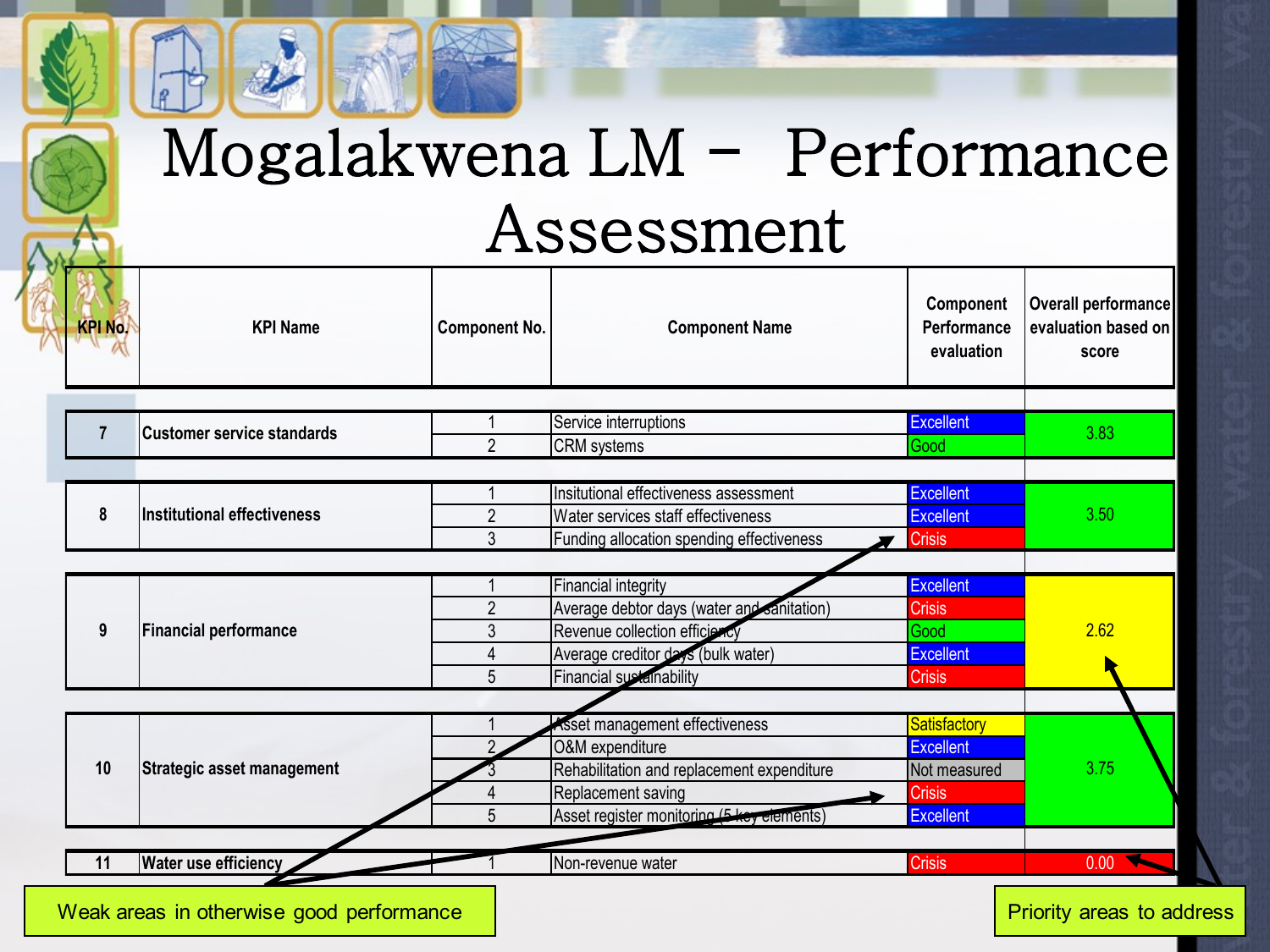# Mogalakwena LM – Performance Assessment

| KPI No. | KPI Name | Component No. | Component Name | Component Performance evaluation | Overall performance evaluation based on score |
|---|---|---|---|---|---|
| 7 | Customer service standards | 1 | Service interruptions | Excellent | 3.83 |
| | | 2 | CRM systems | Good | |
| 8 | Institutional effectiveness | 1 | Insitutional effectiveness assessment | Excellent | 3.50 |
| | | 2 | Water services staff effectiveness | Excellent | |
| | | 3 | Funding allocation spending effectiveness | Crisis | |
| 9 | Financial performance | 1 | Financial integrity | Excellent | 2.62 |
| | | 2 | Average debtor days (water and sanitation) | Crisis | |
| | | 3 | Revenue collection efficiency | Good | |
| | | 4 | Average creditor days (bulk water) | Excellent | |
| | | 5 | Financial sustainability | Crisis | |
| 10 | Strategic asset management | 1 | Asset management effectiveness | Satisfactory | 3.75 |
| | | 2 | O&M expenditure | Excellent | |
| | | 3 | Rehabilitation and replacement expenditure | Not measured | |
| | | 4 | Replacement saving | Crisis | |
| | | 5 | Asset register monitoring (5 key elements) | Excellent | |
| 11 | Water use efficiency | 1 | Non-revenue water | Crisis | 0.00 |

Weak areas in otherwise good performance

Priority areas to address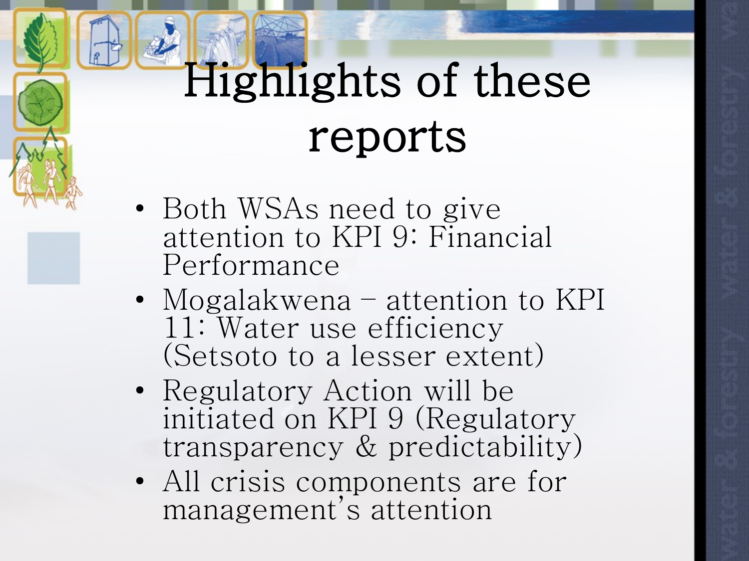# Highlights of these reports

- Both WSAs need to give attention to KPI 9: Financial Performance
- Mogalakwena – attention to KPI 11: Water use efficiency (Setsoto to a lesser extent)
- Regulatory Action will be initiated on KPI 9 (Regulatory transparency & predictability)
- All crisis components are for management's attention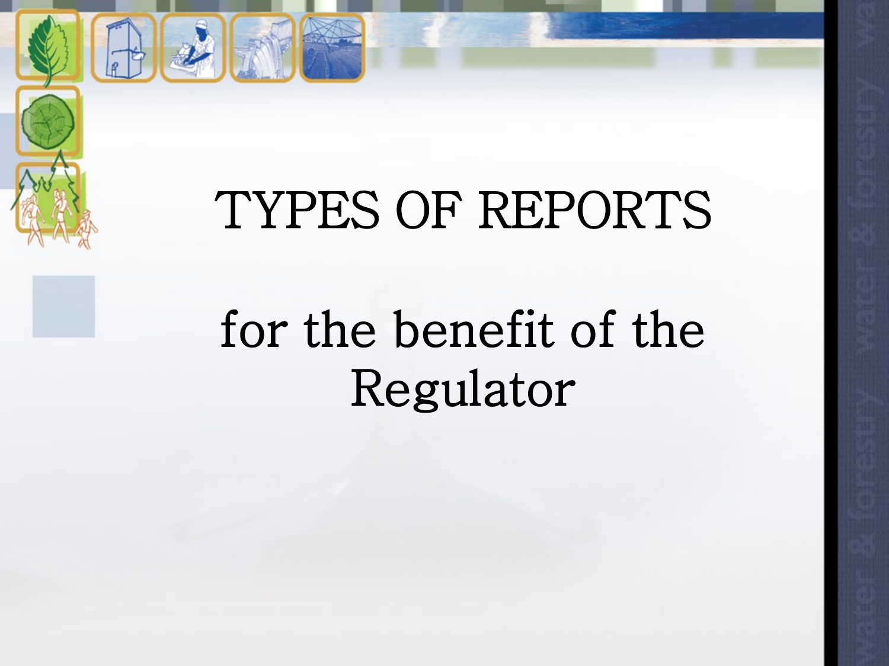# TYPES OF REPORTS

## for the benefit of the Regulator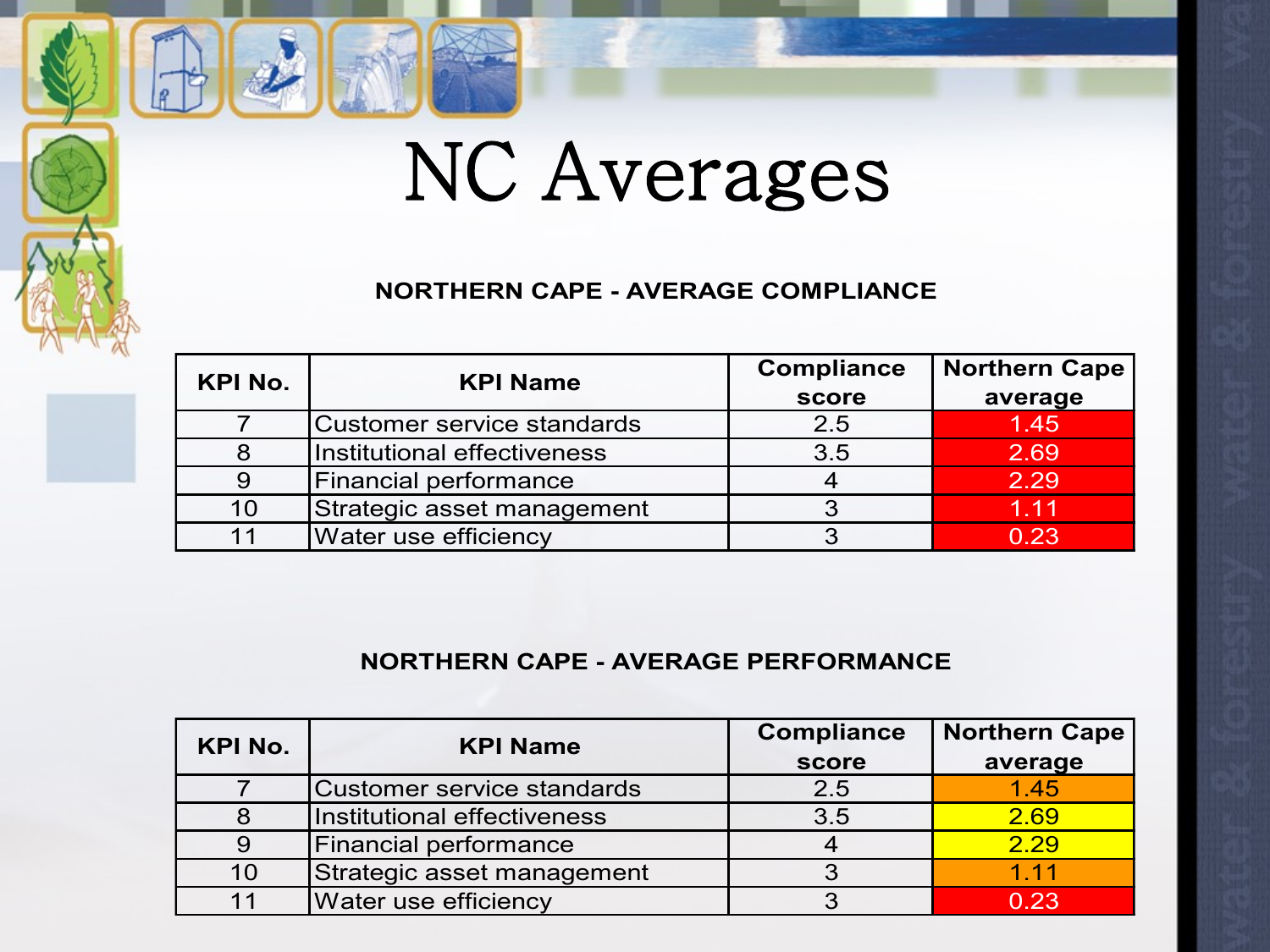# NC Averages

**NORTHERN CAPE - AVERAGE COMPLIANCE**

| KPI No. | KPI Name | Compliance score | Northern Cape average |
|---|---|---|---|
| 7 | Customer service standards | 2.5 | 1.45 |
| 8 | Institutional effectiveness | 3.5 | 2.69 |
| 9 | Financial performance | 4 | 2.29 |
| 10 | Strategic asset management | 3 | 1.11 |
| 11 | Water use efficiency | 3 | 0.23 |

**NORTHERN CAPE - AVERAGE PERFORMANCE**

| KPI No. | KPI Name | Compliance score | Northern Cape average |
|---|---|---|---|
| 7 | Customer service standards | 2.5 | 1.45 |
| 8 | Institutional effectiveness | 3.5 | 2.69 |
| 9 | Financial performance | 4 | 2.29 |
| 10 | Strategic asset management | 3 | 1.11 |
| 11 | Water use efficiency | 3 | 0.23 |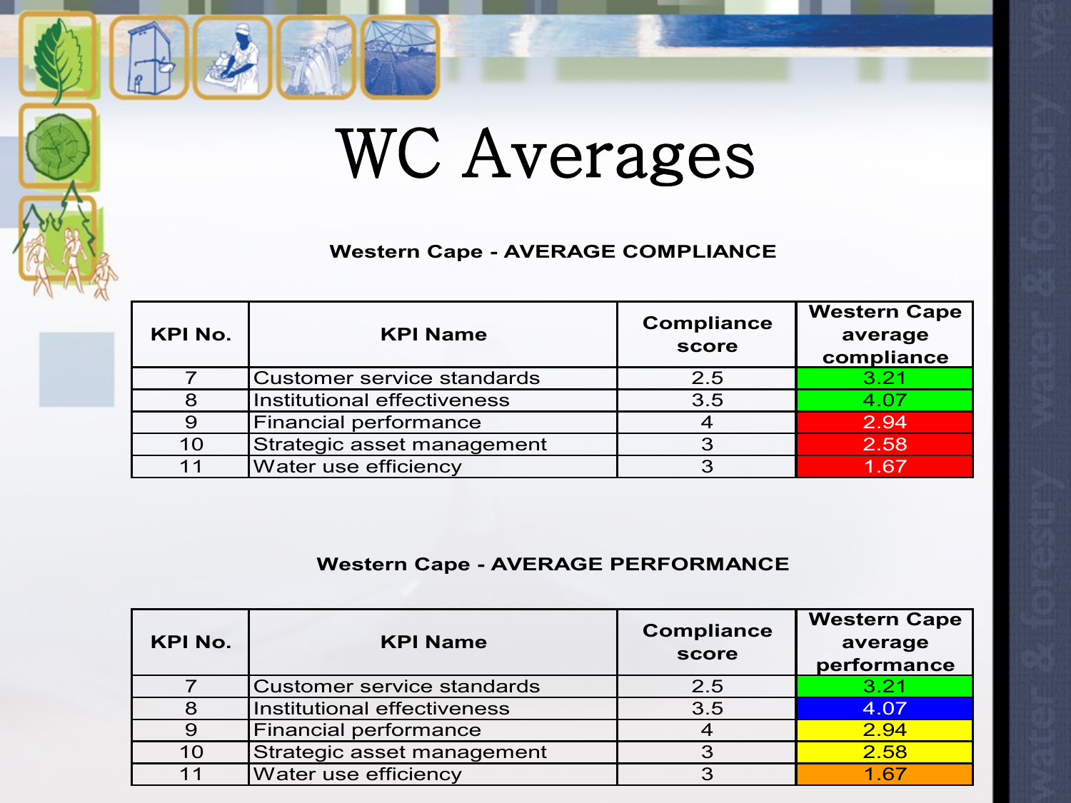# WC Averages

**Western Cape - AVERAGE COMPLIANCE**

| KPI No. | KPI Name | Compliance score | Western Cape average compliance |
|---|---|---|---|
| 7 | Customer service standards | 2.5 | 3.21 |
| 8 | Institutional effectiveness | 3.5 | 4.07 |
| 9 | Financial performance | 4 | 2.94 |
| 10 | Strategic asset management | 3 | 2.58 |
| 11 | Water use efficiency | 3 | 1.67 |

**Western Cape - AVERAGE PERFORMANCE**

| KPI No. | KPI Name | Compliance score | Western Cape average performance |
|---|---|---|---|
| 7 | Customer service standards | 2.5 | 3.21 |
| 8 | Institutional effectiveness | 3.5 | 4.07 |
| 9 | Financial performance | 4 | 2.94 |
| 10 | Strategic asset management | 3 | 2.58 |
| 11 | Water use efficiency | 3 | 1.67 |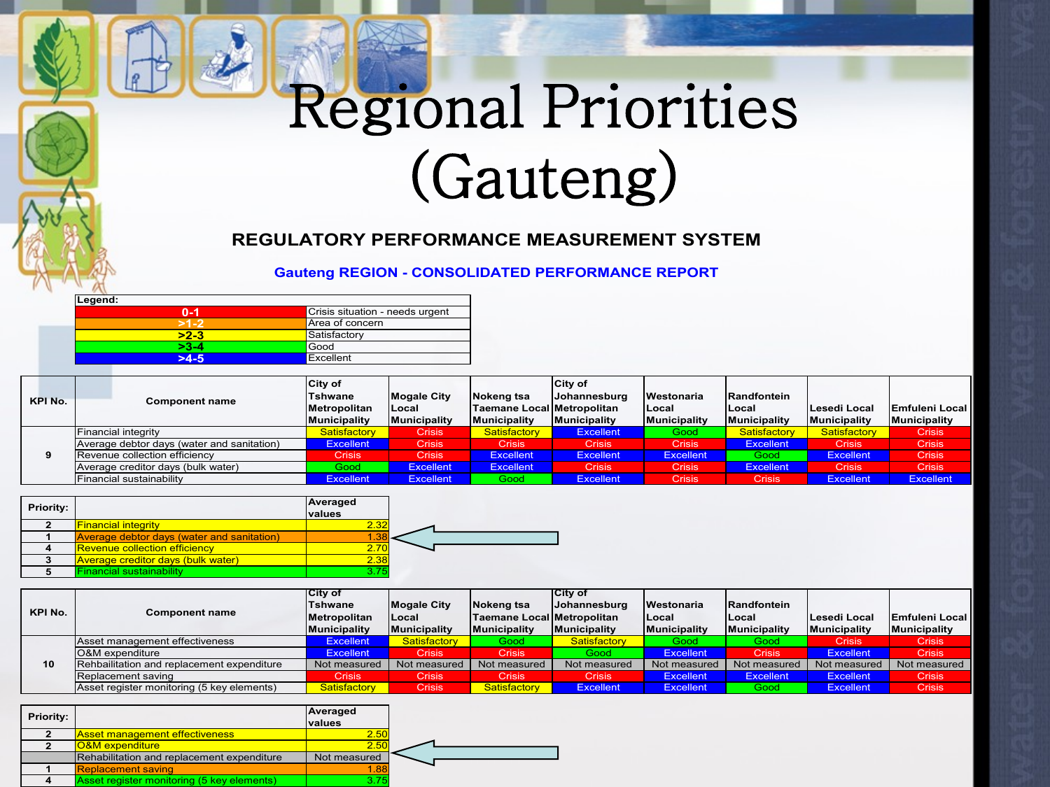# Regional Priorities (Gauteng)

## REGULATORY PERFORMANCE MEASUREMENT SYSTEM

### Gauteng REGION - CONSOLIDATED PERFORMANCE REPORT

| Legend: | |
|---|---|
| 0-1 | Crisis situation - needs urgent |
| >1-2 | Area of concern |
| >2-3 | Satisfactory |
| >3-4 | Good |
| >4-5 | Excellent |

| KPI No. | Component name | City of Tshwane Metropolitan Municipality | Mogale City Local Municipality | Nokeng tsa Taemane Local Municipality | City of Johannesburg Metropolitan Municipality | Westonaria Local Municipality | Randfontein Local Municipality | Lesedi Local Municipality | Emfuleni Local Municipality |
|---|---|---|---|---|---|---|---|---|---|
| 9 | Financial integrity | Satisfactory | Crisis | Satisfactory | Excellent | Good | Satisfactory | Satisfactory | Crisis |
| | Average debtor days (water and sanitation) | Excellent | Crisis | Crisis | Crisis | Crisis | Excellent | Crisis | Crisis |
| | Revenue collection efficiency | Crisis | Crisis | Excellent | Excellent | Excellent | Good | Excellent | Crisis |
| | Average creditor days (bulk water) | Good | Excellent | Excellent | Crisis | Crisis | Excellent | Crisis | Crisis |
| | Financial sustainability | Excellent | Excellent | Good | Excellent | Crisis | Crisis | Excellent | Excellent |

| Priority: | | Averaged values |
|---|---|---|
| 2 | Financial integrity | 2.32 |
| 1 | Average debtor days (water and sanitation) | 1.38 |
| 4 | Revenue collection efficiency | 2.70 |
| 3 | Average creditor days (bulk water) | 2.38 |
| 5 | Financial sustainability | 3.75 |

| KPI No. | Component name | City of Tshwane Metropolitan Municipality | Mogale City Local Municipality | Nokeng tsa Taemane Local Municipality | City of Johannesburg Metropolitan Municipality | Westonaria Local Municipality | Randfontein Local Municipality | Lesedi Local Municipality | Emfuleni Local Municipality |
|---|---|---|---|---|---|---|---|---|---|
| 10 | Asset management effectiveness | Excellent | Satisfactory | Good | Satisfactory | Good | Good | Crisis | Crisis |
| | O&M expenditure | Excellent | Crisis | Crisis | Good | Excellent | Crisis | Excellent | Crisis |
| | Rehbailitation and replacement expenditure | Not measured | Not measured | Not measured | Not measured | Not measured | Not measured | Not measured | Not measured |
| | Replacement saving | Crisis | Crisis | Crisis | Crisis | Excellent | Excellent | Excellent | Crisis |
| | Asset register monitoring (5 key elements) | Satisfactory | Crisis | Satisfactory | Excellent | Excellent | Good | Excellent | Crisis |

| Priority: | | Averaged values |
|---|---|---|
| 2 | Asset management effectiveness | 2.50 |
| 2 | O&M expenditure | 2.50 |
| | Rehabilitation and replacement expenditure | Not measured |
| 1 | Replacement saving | 1.88 |
| 4 | Asset register monitoring (5 key elements) | 3.75 |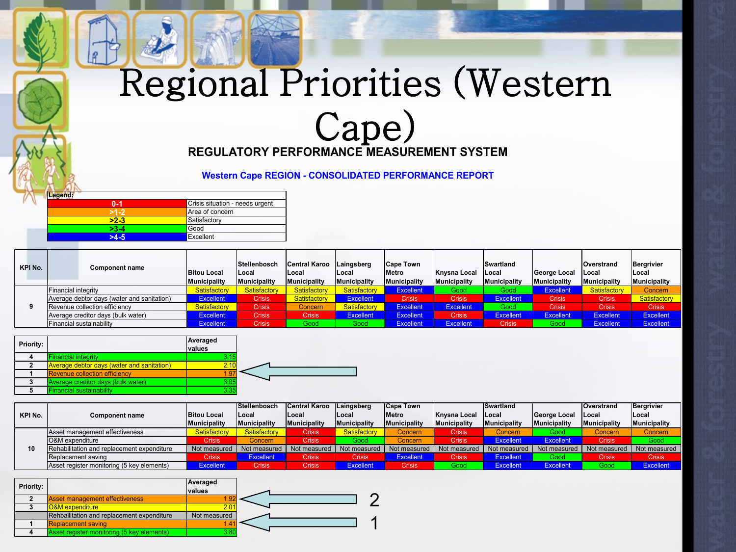# Regional Priorities (Western Cape)

## REGULATORY PERFORMANCE MEASUREMENT SYSTEM

### Western Cape REGION - CONSOLIDATED PERFORMANCE REPORT

| Legend: | |
|---|---|
| 0-1 | Crisis situation - needs urgent |
| >1-2 | Area of concern |
| >2-3 | Satisfactory |
| >3-4 | Good |
| >4-5 | Excellent |

| KPI No. | Component name | Bitou Local Municipality | Stellenbosch Local Municipality | Central Karoo Local Municipality | Laingsberg Local Municipality | Cape Town Metro Municipality | Knysna Local Municipality | Swartland Local Municipality | George Local Municipality | Overstrand Local Municipality | Bergrivier Local Municipality |
|---|---|---|---|---|---|---|---|---|---|---|---|
| 9 | Financial integrity | Satisfactory | Satisfactory | Satisfactory | Satisfactory | Excellent | Good | Good | Excellent | Satisfactory | Concern |
| | Average debtor days (water and sanitation) | Excellent | Crisis | Satisfactory | Excellent | Crisis | Crisis | Excellent | Crisis | Crisis | Satisfactory |
| | Revenue collection efficiency | Satisfactory | Crisis | Concern | Satisfactory | Excellent | Excellent | Good | Crisis | Crisis | Crisis |
| | Average creditor days (bulk water) | Excellent | Crisis | Crisis | Excellent | Excellent | Crisis | Excellent | Excellent | Excellent | Excellent |
| | Financial sustainability | Excellent | Crisis | Good | Good | Excellent | Excellent | Crisis | Good | Excellent | Excellent |

| Priority: | | Averaged values |
|---|---|---|
| 4 | Financial integrity | 3.15 |
| 2 | Average debtor days (water and sanitation) | 2.10 |
| 1 | Revenue collection efficiency | 1.97 |
| 3 | Average creditor days (bulk water) | 3.05 |
| 5 | Financial sustainability | 3.35 |

| KPI No. | Component name | Bitou Local Municipality | Stellenbosch Local Municipality | Central Karoo Local Municipality | Laingsberg Local Municipality | Cape Town Metro Municipality | Knysna Local Municipality | Swartland Local Municipality | George Local Municipality | Overstrand Local Municipality | Bergrivier Local Municipality |
|---|---|---|---|---|---|---|---|---|---|---|---|
| 10 | Asset management effectiveness | Satisfactory | Satisfactory | Crisis | Satisfactory | Concern | Crisis | Concern | Good | Concern | Concern |
| | O&M expenditure | Crisis | Concern | Crisis | Good | Concern | Crisis | Excellent | Excellent | Crisis | Good |
| | Rehabilitation and replacement expenditure | Not measured | Not measured | Not measured | Not measured | Not measured | Not measured | Not measured | Not measured | Not measured | Not measured |
| | Replacement saving | Crisis | Excellent | Crisis | Crisis | Excellent | Crisis | Excellent | Good | Crisis | Crisis |
| | Asset register monitoring (5 key elements) | Excellent | Crisis | Crisis | Excellent | Crisis | Good | Excellent | Excellent | Good | Excellent |

| Priority: | | Averaged values |
|---|---|---|
| 2 | Asset management effectiveness | 1.92 |
| 3 | O&M expenditure | 2.01 |
| | Rehbailitation and replacement expenditure | Not measured |
| 1 | Replacement saving | 1.41 |
| 4 | Asset register monitoring (5 key elements) | 3.80 |

2

1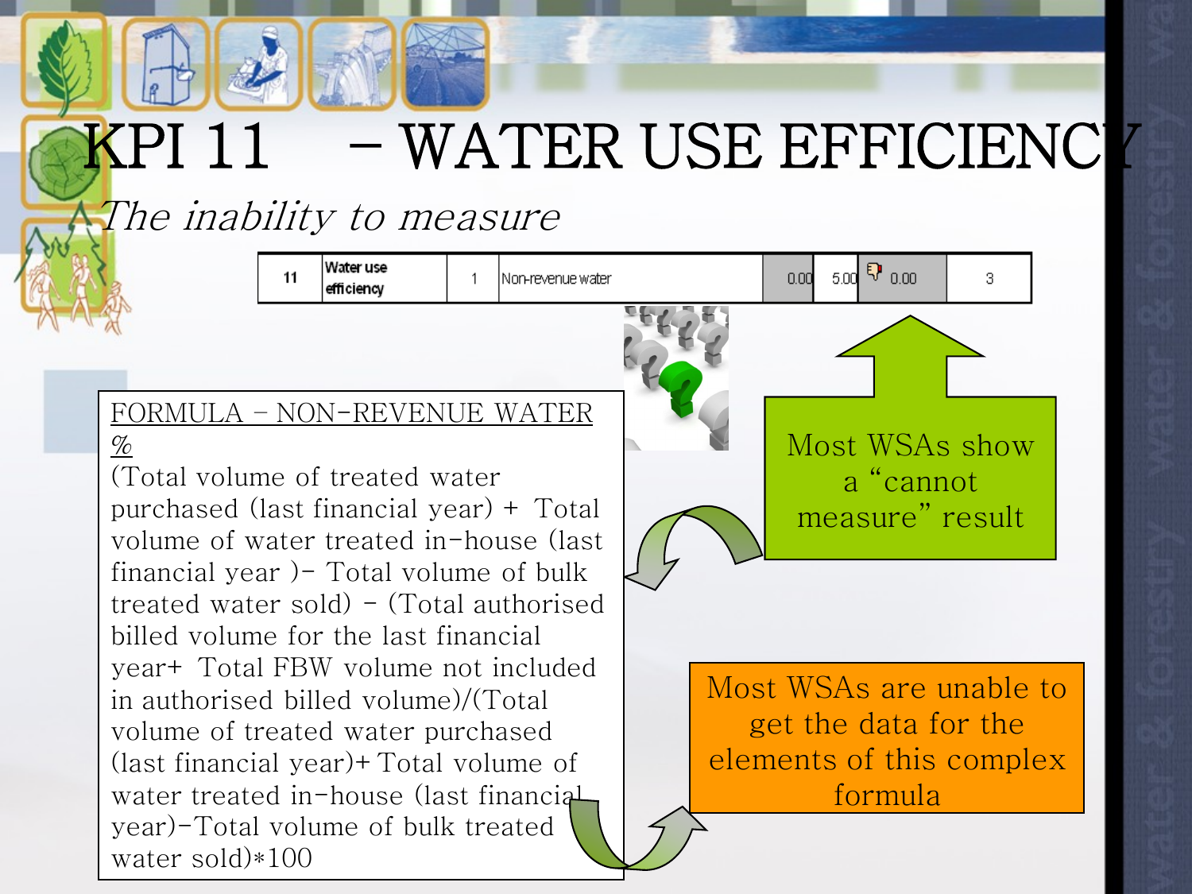# KPI 11 – WATER USE EFFICIENCY

*The inability to measure*

| 11 | Water use efficiency | 1 | Non-revenue water | 0.00 | 5.00 | 0.00 | 3 |
|---|---|---|---|---|---|---|---|

**FORMULA – NON-REVENUE WATER %**

(Total volume of treated water purchased (last financial year) + Total volume of water treated in-house (last financial year )- Total volume of bulk treated water sold) - (Total authorised billed volume for the last financial year+ Total FBW volume not included in authorised billed volume)/(Total volume of treated water purchased (last financial year)+ Total volume of water treated in-house (last financial year)-Total volume of bulk treated water sold)*100

Most WSAs show a "cannot measure" result

Most WSAs are unable to get the data for the elements of this complex formula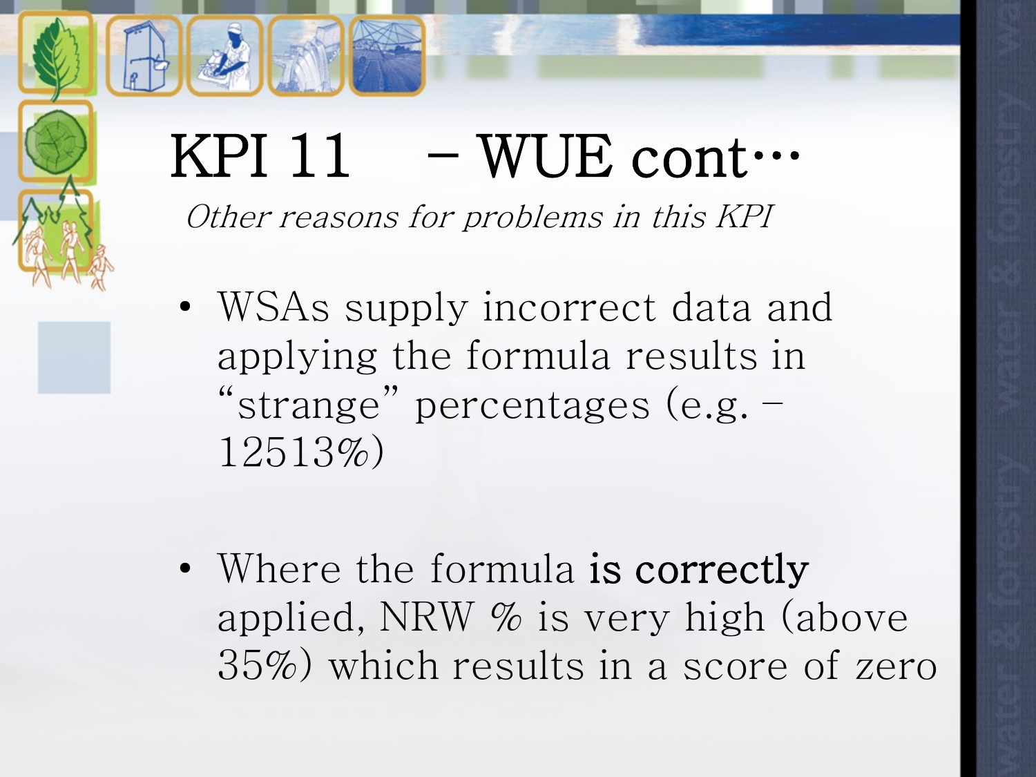# KPI 11 – WUE cont…

*Other reasons for problems in this KPI*

- WSAs supply incorrect data and applying the formula results in "strange" percentages (e.g. –12513%)
- Where the formula **is correctly** applied, NRW % is very high (above 35%) which results in a score of zero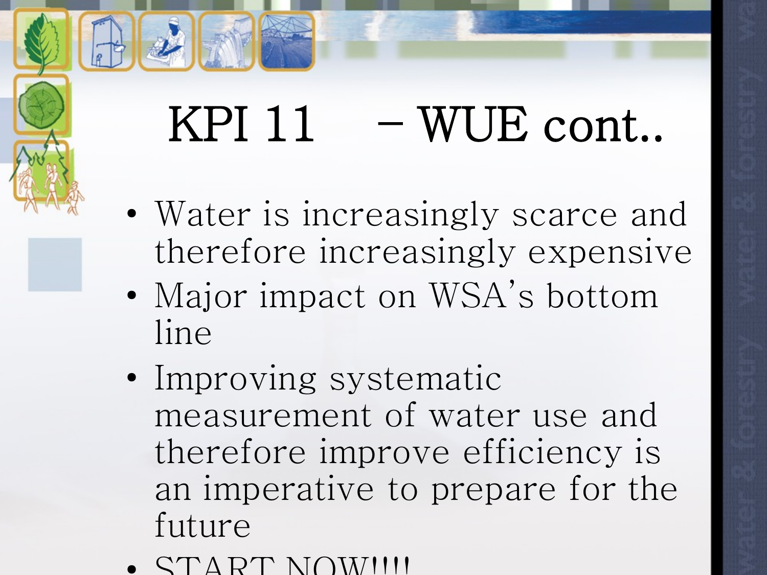# KPI 11 – WUE cont..

- Water is increasingly scarce and therefore increasingly expensive
- Major impact on WSA's bottom line
- Improving systematic measurement of water use and therefore improve efficiency is an imperative to prepare for the future
- START NOW!!!!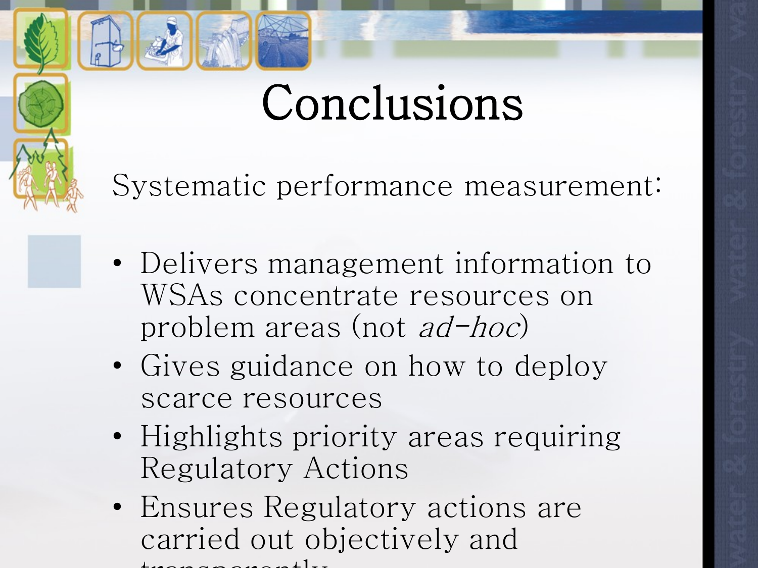# Conclusions

Systematic performance measurement:

- Delivers management information to WSAs concentrate resources on problem areas (not *ad-hoc*)
- Gives guidance on how to deploy scarce resources
- Highlights priority areas requiring Regulatory Actions
- Ensures Regulatory actions are carried out objectively and transparently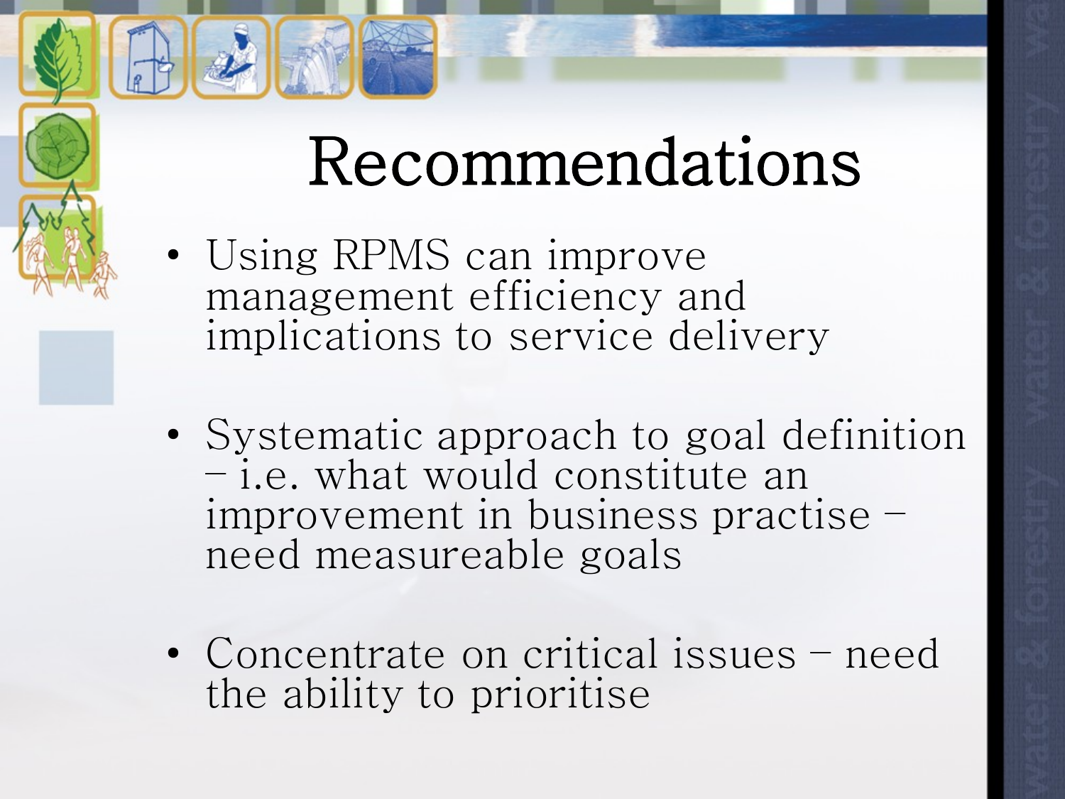# Recommendations

- Using RPMS can improve management efficiency and implications to service delivery
- Systematic approach to goal definition – i.e. what would constitute an improvement in business practise – need measureable goals
- Concentrate on critical issues – need the ability to prioritise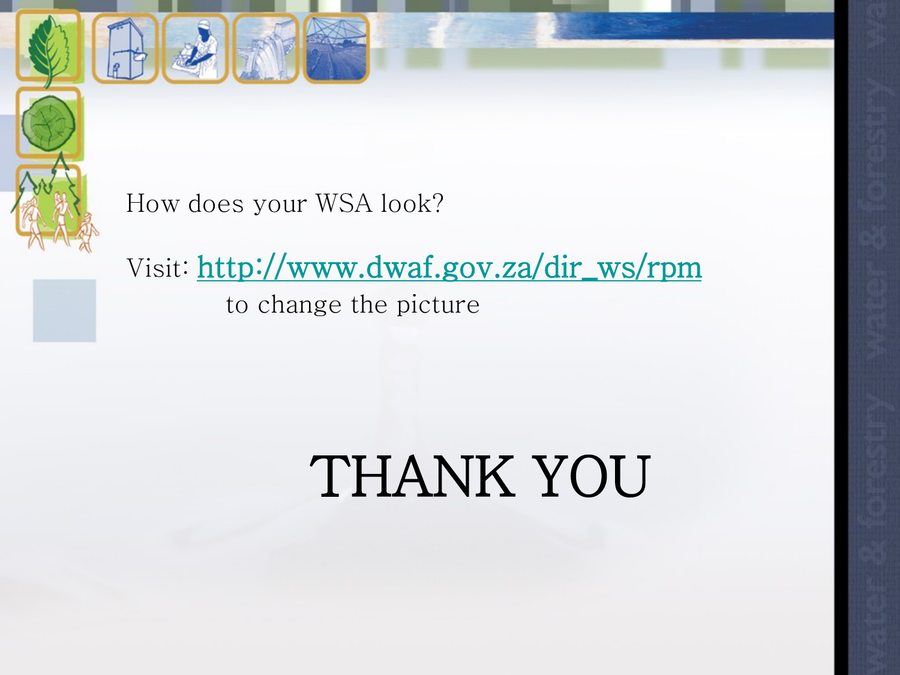How does your WSA look?

Visit: [http://www.dwaf.gov.za/dir_ws/rpm](http://www.dwaf.gov.za/dir_ws/rpm)
to change the picture

# THANK YOU